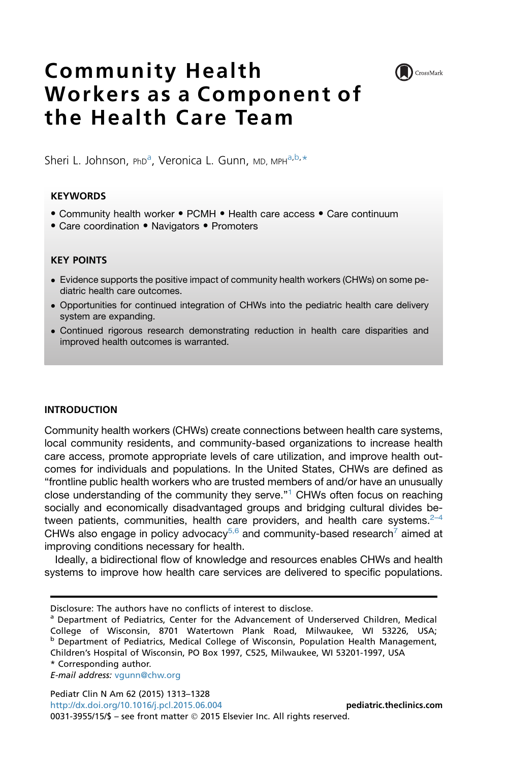# Community Health Workers as a Component of the Health Care Team

Sheri L. Johnson, PhD[a], Veronica L. Gunn, MD, MPH[a,b,*]

## KEYWORDS

- Community health worker • PCMH • Health care access • Care continuum
- Care coordination • Navigators • Promoters

## KEY POINTS

- Evidence supports the positive impact of community health workers (CHWs) on some pediatric health care outcomes.
- Opportunities for continued integration of CHWs into the pediatric health care delivery system are expanding.
- Continued rigorous research demonstrating reduction in health care disparities and improved health outcomes is warranted.

## INTRODUCTION

Community health workers (CHWs) create connections between health care systems, local community residents, and community-based organizations to increase health care access, promote appropriate levels of care utilization, and improve health outcomes for individuals and populations. In the United States, CHWs are defined as "frontline public health workers who are trusted members of and/or have an unusually close understanding of the community they serve."[1] CHWs often focus on reaching socially and economically disadvantaged groups and bridging cultural divides between patients, communities, health care providers, and health care systems.[2–4] CHWs also engage in policy advocacy[5,6] and community-based research[7] aimed at improving conditions necessary for health.

Ideally, a bidirectional flow of knowledge and resources enables CHWs and health systems to improve how health care services are delivered to specific populations.

---

Disclosure: The authors have no conflicts of interest to disclose.

[a] Department of Pediatrics, Center for the Advancement of Underserved Children, Medical College of Wisconsin, 8701 Watertown Plank Road, Milwaukee, WI 53226, USA; [b] Department of Pediatrics, Medical College of Wisconsin, Population Health Management, Children's Hospital of Wisconsin, PO Box 1997, C525, Milwaukee, WI 53201-1997, USA

* Corresponding author.

*E-mail address:* vgunn@chw.org

http://dx.doi.org/10.1016/j.pcl.2015.06.004

0031-3955/15/$ – see front matter © 2015 Elsevier Inc. All rights reserved.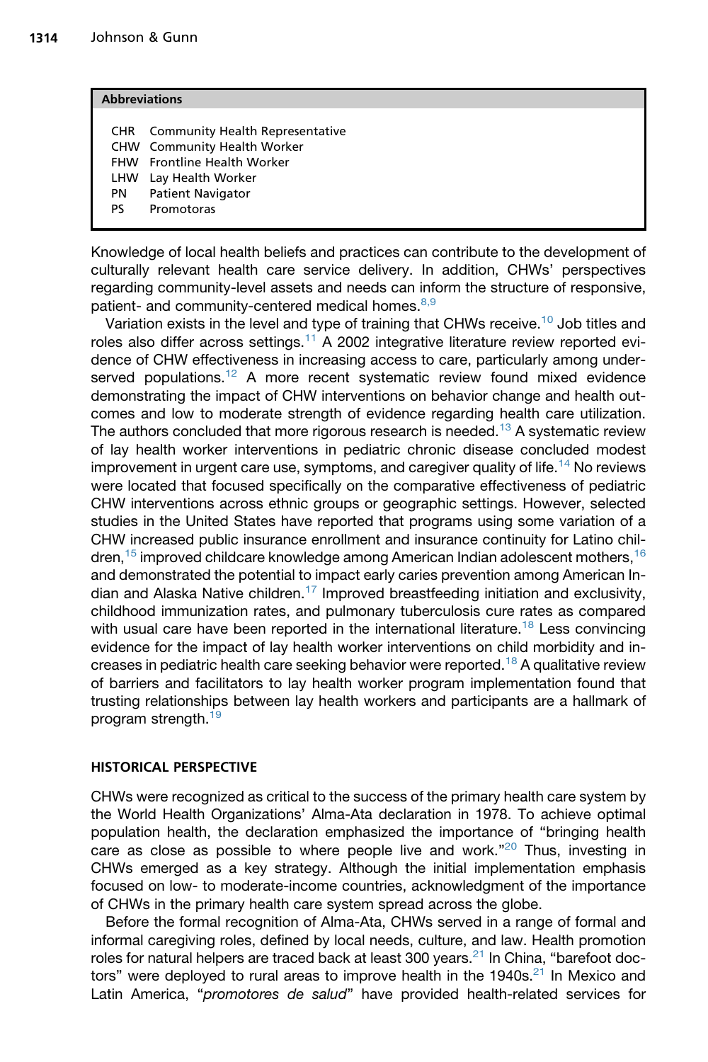**Abbreviations**

| | |
|---|---|
| CHR | Community Health Representative |
| CHW | Community Health Worker |
| FHW | Frontline Health Worker |
| LHW | Lay Health Worker |
| PN | Patient Navigator |
| PS | Promotoras |

Knowledge of local health beliefs and practices can contribute to the development of culturally relevant health care service delivery. In addition, CHWs' perspectives regarding community-level assets and needs can inform the structure of responsive, patient- and community-centered medical homes.[8,9]

Variation exists in the level and type of training that CHWs receive.[10] Job titles and roles also differ across settings.[11] A 2002 integrative literature review reported evidence of CHW effectiveness in increasing access to care, particularly among underserved populations.[12] A more recent systematic review found mixed evidence demonstrating the impact of CHW interventions on behavior change and health outcomes and low to moderate strength of evidence regarding health care utilization. The authors concluded that more rigorous research is needed.[13] A systematic review of lay health worker interventions in pediatric chronic disease concluded modest improvement in urgent care use, symptoms, and caregiver quality of life.[14] No reviews were located that focused specifically on the comparative effectiveness of pediatric CHW interventions across ethnic groups or geographic settings. However, selected studies in the United States have reported that programs using some variation of a CHW increased public insurance enrollment and insurance continuity for Latino children,[15] improved childcare knowledge among American Indian adolescent mothers,[16] and demonstrated the potential to impact early caries prevention among American Indian and Alaska Native children.[17] Improved breastfeeding initiation and exclusivity, childhood immunization rates, and pulmonary tuberculosis cure rates as compared with usual care have been reported in the international literature.[18] Less convincing evidence for the impact of lay health worker interventions on child morbidity and increases in pediatric health care seeking behavior were reported.[18] A qualitative review of barriers and facilitators to lay health worker program implementation found that trusting relationships between lay health workers and participants are a hallmark of program strength.[19]

## HISTORICAL PERSPECTIVE

CHWs were recognized as critical to the success of the primary health care system by the World Health Organizations' Alma-Ata declaration in 1978. To achieve optimal population health, the declaration emphasized the importance of "bringing health care as close as possible to where people live and work."[20] Thus, investing in CHWs emerged as a key strategy. Although the initial implementation emphasis focused on low- to moderate-income countries, acknowledgment of the importance of CHWs in the primary health care system spread across the globe.

Before the formal recognition of Alma-Ata, CHWs served in a range of formal and informal caregiving roles, defined by local needs, culture, and law. Health promotion roles for natural helpers are traced back at least 300 years.[21] In China, "barefoot doctors" were deployed to rural areas to improve health in the 1940s.[21] In Mexico and Latin America, "*promotores de salud*" have provided health-related services for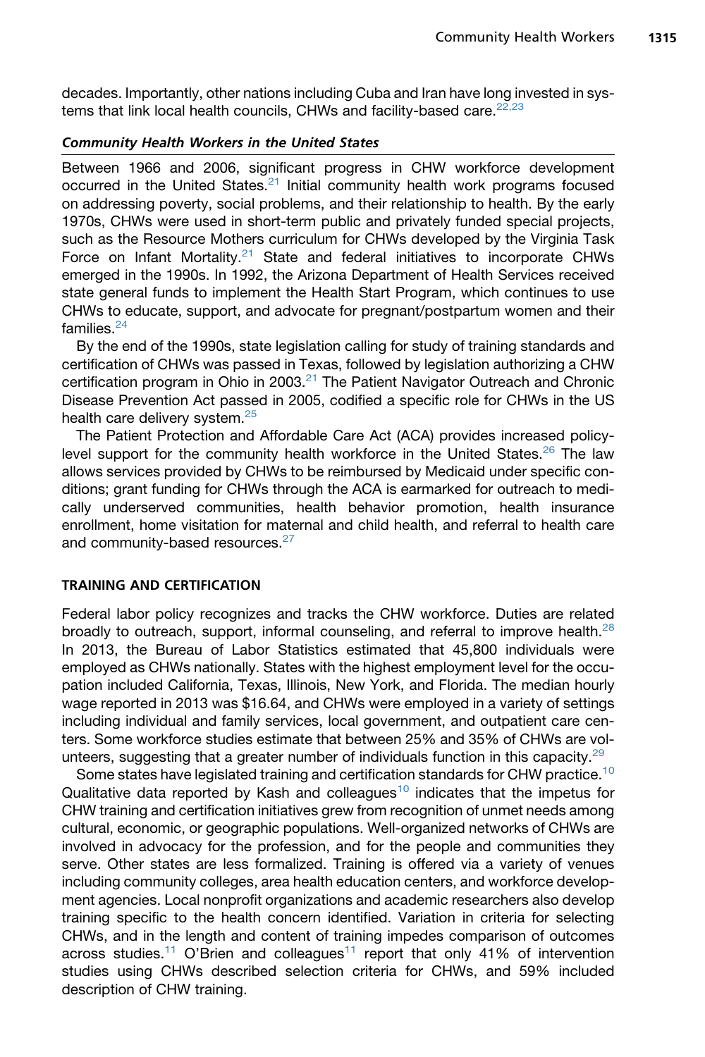decades. Importantly, other nations including Cuba and Iran have long invested in systems that link local health councils, CHWs and facility-based care.[22,23]

### *Community Health Workers in the United States*

Between 1966 and 2006, significant progress in CHW workforce development occurred in the United States.[21] Initial community health work programs focused on addressing poverty, social problems, and their relationship to health. By the early 1970s, CHWs were used in short-term public and privately funded special projects, such as the Resource Mothers curriculum for CHWs developed by the Virginia Task Force on Infant Mortality.[21] State and federal initiatives to incorporate CHWs emerged in the 1990s. In 1992, the Arizona Department of Health Services received state general funds to implement the Health Start Program, which continues to use CHWs to educate, support, and advocate for pregnant/postpartum women and their families.[24]

By the end of the 1990s, state legislation calling for study of training standards and certification of CHWs was passed in Texas, followed by legislation authorizing a CHW certification program in Ohio in 2003.[21] The Patient Navigator Outreach and Chronic Disease Prevention Act passed in 2005, codified a specific role for CHWs in the US health care delivery system.[25]

The Patient Protection and Affordable Care Act (ACA) provides increased policy-level support for the community health workforce in the United States.[26] The law allows services provided by CHWs to be reimbursed by Medicaid under specific conditions; grant funding for CHWs through the ACA is earmarked for outreach to medically underserved communities, health behavior promotion, health insurance enrollment, home visitation for maternal and child health, and referral to health care and community-based resources.[27]

## TRAINING AND CERTIFICATION

Federal labor policy recognizes and tracks the CHW workforce. Duties are related broadly to outreach, support, informal counseling, and referral to improve health.[28] In 2013, the Bureau of Labor Statistics estimated that 45,800 individuals were employed as CHWs nationally. States with the highest employment level for the occupation included California, Texas, Illinois, New York, and Florida. The median hourly wage reported in 2013 was $16.64, and CHWs were employed in a variety of settings including individual and family services, local government, and outpatient care centers. Some workforce studies estimate that between 25% and 35% of CHWs are volunteers, suggesting that a greater number of individuals function in this capacity.[29]

Some states have legislated training and certification standards for CHW practice.[10] Qualitative data reported by Kash and colleagues[10] indicates that the impetus for CHW training and certification initiatives grew from recognition of unmet needs among cultural, economic, or geographic populations. Well-organized networks of CHWs are involved in advocacy for the profession, and for the people and communities they serve. Other states are less formalized. Training is offered via a variety of venues including community colleges, area health education centers, and workforce development agencies. Local nonprofit organizations and academic researchers also develop training specific to the health concern identified. Variation in criteria for selecting CHWs, and in the length and content of training impedes comparison of outcomes across studies.[11] O'Brien and colleagues[11] report that only 41% of intervention studies using CHWs described selection criteria for CHWs, and 59% included description of CHW training.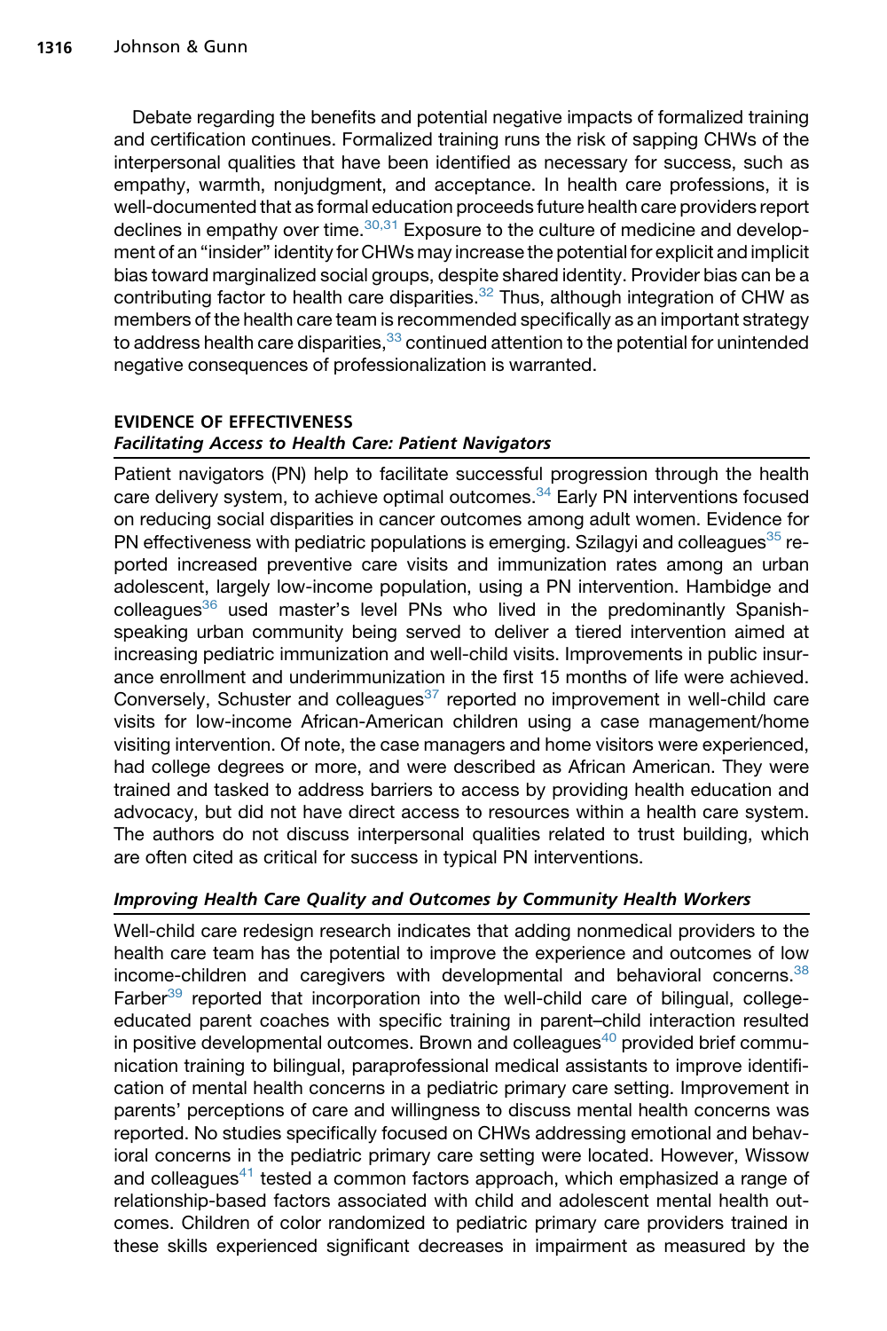Debate regarding the benefits and potential negative impacts of formalized training and certification continues. Formalized training runs the risk of sapping CHWs of the interpersonal qualities that have been identified as necessary for success, such as empathy, warmth, nonjudgment, and acceptance. In health care professions, it is well-documented that as formal education proceeds future health care providers report declines in empathy over time.[30,31] Exposure to the culture of medicine and development of an "insider" identity for CHWs may increase the potential for explicit and implicit bias toward marginalized social groups, despite shared identity. Provider bias can be a contributing factor to health care disparities.[32] Thus, although integration of CHW as members of the health care team is recommended specifically as an important strategy to address health care disparities,[33] continued attention to the potential for unintended negative consequences of professionalization is warranted.

## EVIDENCE OF EFFECTIVENESS

### *Facilitating Access to Health Care: Patient Navigators*

Patient navigators (PN) help to facilitate successful progression through the health care delivery system, to achieve optimal outcomes.[34] Early PN interventions focused on reducing social disparities in cancer outcomes among adult women. Evidence for PN effectiveness with pediatric populations is emerging. Szilagyi and colleagues[35] reported increased preventive care visits and immunization rates among an urban adolescent, largely low-income population, using a PN intervention. Hambidge and colleagues[36] used master's level PNs who lived in the predominantly Spanish-speaking urban community being served to deliver a tiered intervention aimed at increasing pediatric immunization and well-child visits. Improvements in public insurance enrollment and underimmunization in the first 15 months of life were achieved. Conversely, Schuster and colleagues[37] reported no improvement in well-child care visits for low-income African-American children using a case management/home visiting intervention. Of note, the case managers and home visitors were experienced, had college degrees or more, and were described as African American. They were trained and tasked to address barriers to access by providing health education and advocacy, but did not have direct access to resources within a health care system. The authors do not discuss interpersonal qualities related to trust building, which are often cited as critical for success in typical PN interventions.

### *Improving Health Care Quality and Outcomes by Community Health Workers*

Well-child care redesign research indicates that adding nonmedical providers to the health care team has the potential to improve the experience and outcomes of low income-children and caregivers with developmental and behavioral concerns.[38] Farber[39] reported that incorporation into the well-child care of bilingual, college-educated parent coaches with specific training in parent–child interaction resulted in positive developmental outcomes. Brown and colleagues[40] provided brief communication training to bilingual, paraprofessional medical assistants to improve identification of mental health concerns in a pediatric primary care setting. Improvement in parents' perceptions of care and willingness to discuss mental health concerns was reported. No studies specifically focused on CHWs addressing emotional and behavioral concerns in the pediatric primary care setting were located. However, Wissow and colleagues[41] tested a common factors approach, which emphasized a range of relationship-based factors associated with child and adolescent mental health outcomes. Children of color randomized to pediatric primary care providers trained in these skills experienced significant decreases in impairment as measured by the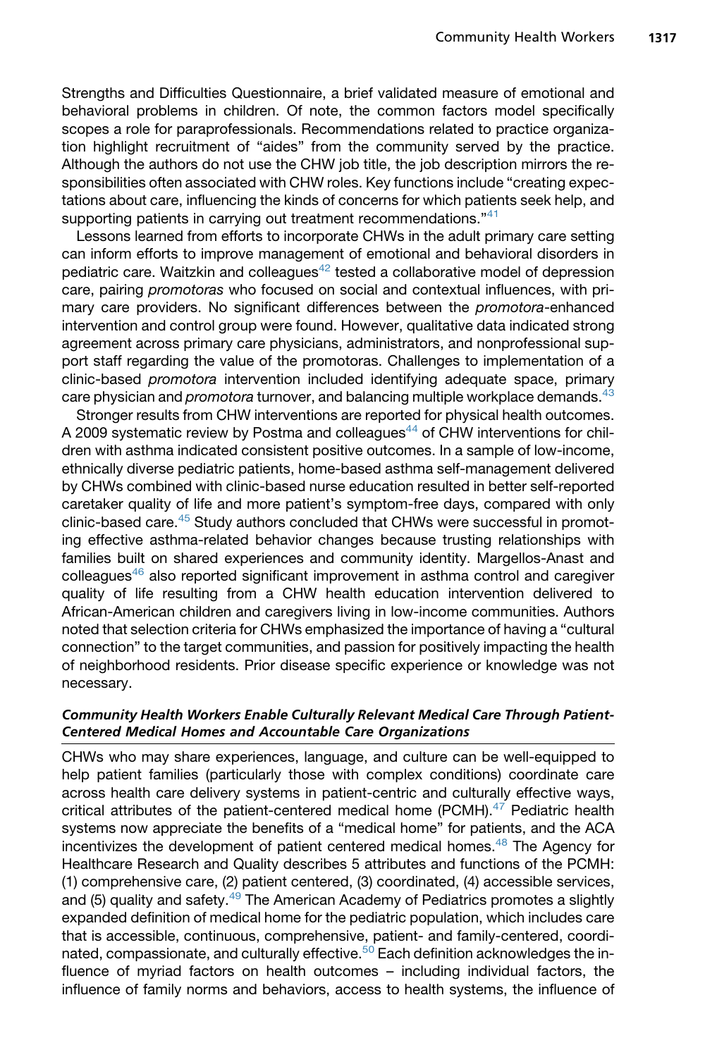Strengths and Difficulties Questionnaire, a brief validated measure of emotional and behavioral problems in children. Of note, the common factors model specifically scopes a role for paraprofessionals. Recommendations related to practice organization highlight recruitment of "aides" from the community served by the practice. Although the authors do not use the CHW job title, the job description mirrors the responsibilities often associated with CHW roles. Key functions include "creating expectations about care, influencing the kinds of concerns for which patients seek help, and supporting patients in carrying out treatment recommendations."[41]

Lessons learned from efforts to incorporate CHWs in the adult primary care setting can inform efforts to improve management of emotional and behavioral disorders in pediatric care. Waitzkin and colleagues[42] tested a collaborative model of depression care, pairing *promotoras* who focused on social and contextual influences, with primary care providers. No significant differences between the *promotora*-enhanced intervention and control group were found. However, qualitative data indicated strong agreement across primary care physicians, administrators, and nonprofessional support staff regarding the value of the promotoras. Challenges to implementation of a clinic-based *promotora* intervention included identifying adequate space, primary care physician and *promotora* turnover, and balancing multiple workplace demands.[43]

Stronger results from CHW interventions are reported for physical health outcomes. A 2009 systematic review by Postma and colleagues[44] of CHW interventions for children with asthma indicated consistent positive outcomes. In a sample of low-income, ethnically diverse pediatric patients, home-based asthma self-management delivered by CHWs combined with clinic-based nurse education resulted in better self-reported caretaker quality of life and more patient's symptom-free days, compared with only clinic-based care.[45] Study authors concluded that CHWs were successful in promoting effective asthma-related behavior changes because trusting relationships with families built on shared experiences and community identity. Margellos-Anast and colleagues[46] also reported significant improvement in asthma control and caregiver quality of life resulting from a CHW health education intervention delivered to African-American children and caregivers living in low-income communities. Authors noted that selection criteria for CHWs emphasized the importance of having a "cultural connection" to the target communities, and passion for positively impacting the health of neighborhood residents. Prior disease specific experience or knowledge was not necessary.

### *Community Health Workers Enable Culturally Relevant Medical Care Through Patient-Centered Medical Homes and Accountable Care Organizations*

CHWs who may share experiences, language, and culture can be well-equipped to help patient families (particularly those with complex conditions) coordinate care across health care delivery systems in patient-centric and culturally effective ways, critical attributes of the patient-centered medical home (PCMH).[47] Pediatric health systems now appreciate the benefits of a "medical home" for patients, and the ACA incentivizes the development of patient centered medical homes.[48] The Agency for Healthcare Research and Quality describes 5 attributes and functions of the PCMH: (1) comprehensive care, (2) patient centered, (3) coordinated, (4) accessible services, and (5) quality and safety.[49] The American Academy of Pediatrics promotes a slightly expanded definition of medical home for the pediatric population, which includes care that is accessible, continuous, comprehensive, patient- and family-centered, coordinated, compassionate, and culturally effective.[50] Each definition acknowledges the influence of myriad factors on health outcomes – including individual factors, the influence of family norms and behaviors, access to health systems, the influence of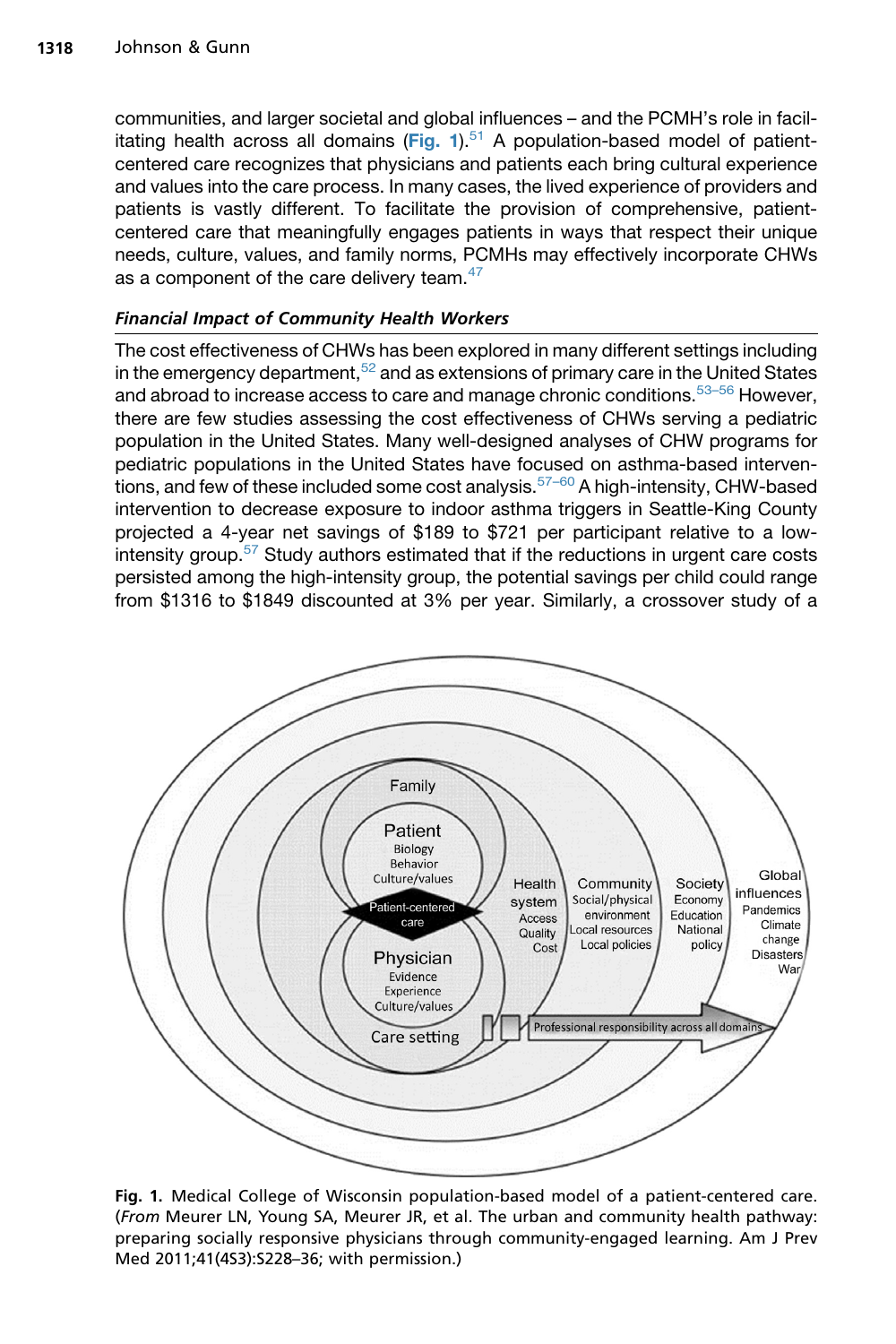communities, and larger societal and global influences – and the PCMH's role in facilitating health across all domains (**Fig. 1**).[51] A population-based model of patient-centered care recognizes that physicians and patients each bring cultural experience and values into the care process. In many cases, the lived experience of providers and patients is vastly different. To facilitate the provision of comprehensive, patient-centered care that meaningfully engages patients in ways that respect their unique needs, culture, values, and family norms, PCMHs may effectively incorporate CHWs as a component of the care delivery team.[47]

### *Financial Impact of Community Health Workers*

The cost effectiveness of CHWs has been explored in many different settings including in the emergency department,[52] and as extensions of primary care in the United States and abroad to increase access to care and manage chronic conditions.[53–56] However, there are few studies assessing the cost effectiveness of CHWs serving a pediatric population in the United States. Many well-designed analyses of CHW programs for pediatric populations in the United States have focused on asthma-based interventions, and few of these included some cost analysis.[57–60] A high-intensity, CHW-based intervention to decrease exposure to indoor asthma triggers in Seattle-King County projected a 4-year net savings of $189 to $721 per participant relative to a low-intensity group.[57] Study authors estimated that if the reductions in urgent care costs persisted among the high-intensity group, the potential savings per child could range from $1316 to $1849 discounted at 3% per year. Similarly, a crossover study of a

**Fig. 1.** Medical College of Wisconsin population-based model of a patient-centered care. (*From* Meurer LN, Young SA, Meurer JR, et al. The urban and community health pathway: preparing socially responsive physicians through community-engaged learning. Am J Prev Med 2011;41(4S3):S228–36; with permission.)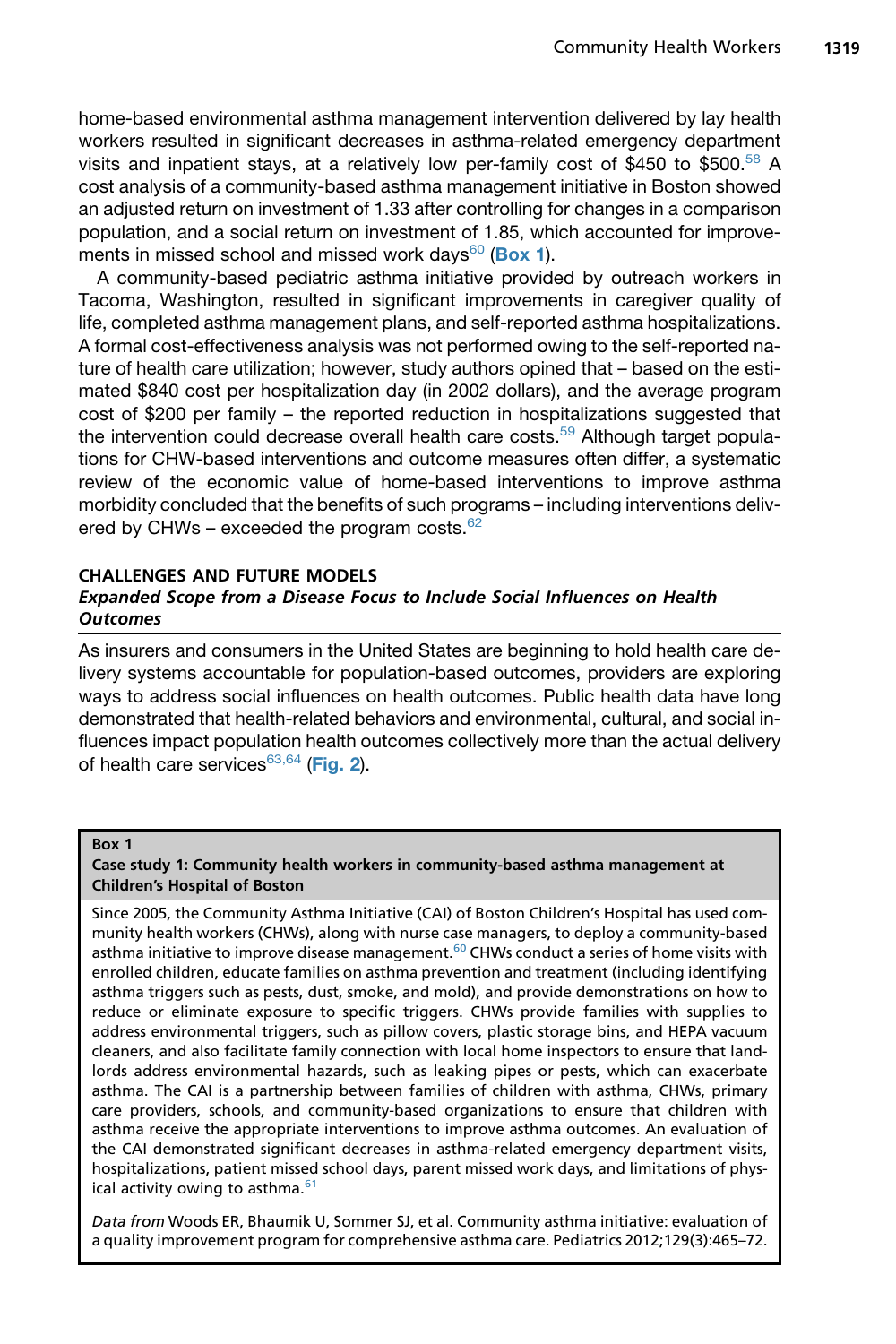home-based environmental asthma management intervention delivered by lay health workers resulted in significant decreases in asthma-related emergency department visits and inpatient stays, at a relatively low per-family cost of $450 to $500.[58] A cost analysis of a community-based asthma management initiative in Boston showed an adjusted return on investment of 1.33 after controlling for changes in a comparison population, and a social return on investment of 1.85, which accounted for improvements in missed school and missed work days[60] (**Box 1**).

A community-based pediatric asthma initiative provided by outreach workers in Tacoma, Washington, resulted in significant improvements in caregiver quality of life, completed asthma management plans, and self-reported asthma hospitalizations. A formal cost-effectiveness analysis was not performed owing to the self-reported nature of health care utilization; however, study authors opined that – based on the estimated $840 cost per hospitalization day (in 2002 dollars), and the average program cost of $200 per family – the reported reduction in hospitalizations suggested that the intervention could decrease overall health care costs.[59] Although target populations for CHW-based interventions and outcome measures often differ, a systematic review of the economic value of home-based interventions to improve asthma morbidity concluded that the benefits of such programs – including interventions delivered by CHWs – exceeded the program costs.[62]

## CHALLENGES AND FUTURE MODELS

### *Expanded Scope from a Disease Focus to Include Social Influences on Health Outcomes*

As insurers and consumers in the United States are beginning to hold health care delivery systems accountable for population-based outcomes, providers are exploring ways to address social influences on health outcomes. Public health data have long demonstrated that health-related behaviors and environmental, cultural, and social influences impact population health outcomes collectively more than the actual delivery of health care services[63,64] (**Fig. 2**).

---

**Box 1**

**Case study 1: Community health workers in community-based asthma management at Children's Hospital of Boston**

Since 2005, the Community Asthma Initiative (CAI) of Boston Children's Hospital has used community health workers (CHWs), along with nurse case managers, to deploy a community-based asthma initiative to improve disease management.[60] CHWs conduct a series of home visits with enrolled children, educate families on asthma prevention and treatment (including identifying asthma triggers such as pests, dust, smoke, and mold), and provide demonstrations on how to reduce or eliminate exposure to specific triggers. CHWs provide families with supplies to address environmental triggers, such as pillow covers, plastic storage bins, and HEPA vacuum cleaners, and also facilitate family connection with local home inspectors to ensure that landlords address environmental hazards, such as leaking pipes or pests, which can exacerbate asthma. The CAI is a partnership between families of children with asthma, CHWs, primary care providers, schools, and community-based organizations to ensure that children with asthma receive the appropriate interventions to improve asthma outcomes. An evaluation of the CAI demonstrated significant decreases in asthma-related emergency department visits, hospitalizations, patient missed school days, parent missed work days, and limitations of physical activity owing to asthma.[61]

*Data from* Woods ER, Bhaumik U, Sommer SJ, et al. Community asthma initiative: evaluation of a quality improvement program for comprehensive asthma care. Pediatrics 2012;129(3):465–72.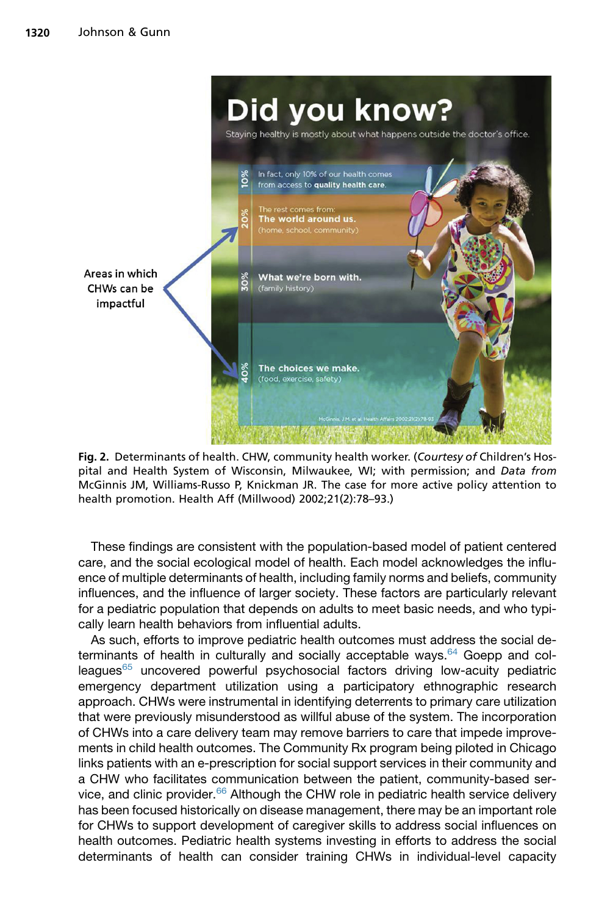Areas in which CHWs can be impactful

**Did you know?**

Staying healthy is mostly about what happens outside the doctor's office.

10% In fact, only 10% of our health comes from access to **quality health care**.

20% The rest comes from: **The world around us.** (home, school, community)

30% **What we're born with.** (family history)

40% **The choices we make.** (food, exercise, safety)

McGinnis, JM et al. Health Affairs 2002;21(2):78-93

**Fig. 2.** Determinants of health. CHW, community health worker. (*Courtesy of* Children's Hospital and Health System of Wisconsin, Milwaukee, WI; with permission; and *Data from* McGinnis JM, Williams-Russo P, Knickman JR. The case for more active policy attention to health promotion. Health Aff (Millwood) 2002;21(2):78–93.)

These findings are consistent with the population-based model of patient centered care, and the social ecological model of health. Each model acknowledges the influence of multiple determinants of health, including family norms and beliefs, community influences, and the influence of larger society. These factors are particularly relevant for a pediatric population that depends on adults to meet basic needs, and who typically learn health behaviors from influential adults.

As such, efforts to improve pediatric health outcomes must address the social determinants of health in culturally and socially acceptable ways.[64] Goepp and colleagues[65] uncovered powerful psychosocial factors driving low-acuity pediatric emergency department utilization using a participatory ethnographic research approach. CHWs were instrumental in identifying deterrents to primary care utilization that were previously misunderstood as willful abuse of the system. The incorporation of CHWs into a care delivery team may remove barriers to care that impede improvements in child health outcomes. The Community Rx program being piloted in Chicago links patients with an e-prescription for social support services in their community and a CHW who facilitates communication between the patient, community-based service, and clinic provider.[66] Although the CHW role in pediatric health service delivery has been focused historically on disease management, there may be an important role for CHWs to support development of caregiver skills to address social influences on health outcomes. Pediatric health systems investing in efforts to address the social determinants of health can consider training CHWs in individual-level capacity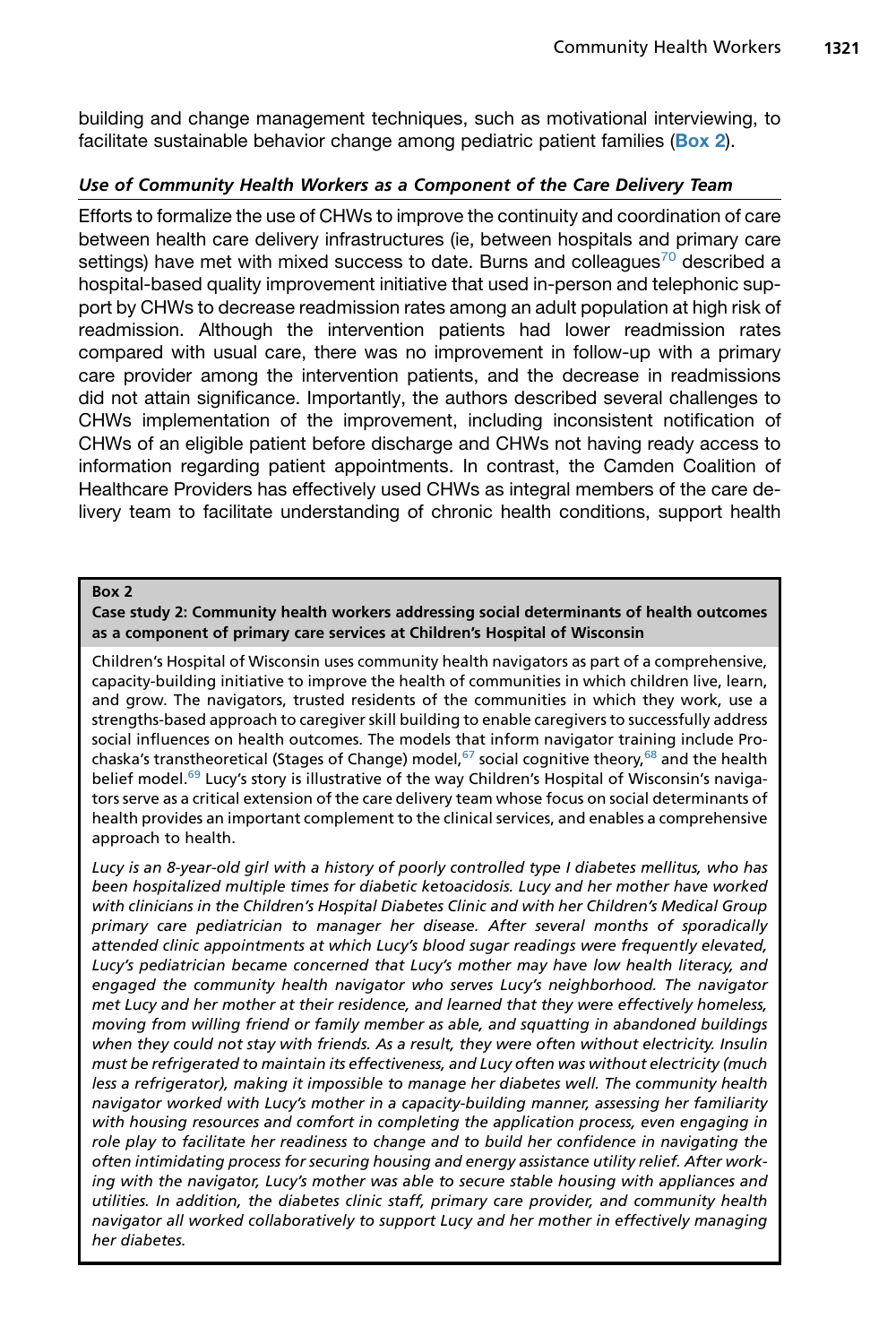building and change management techniques, such as motivational interviewing, to facilitate sustainable behavior change among pediatric patient families (Box 2).

### *Use of Community Health Workers as a Component of the Care Delivery Team*

Efforts to formalize the use of CHWs to improve the continuity and coordination of care between health care delivery infrastructures (ie, between hospitals and primary care settings) have met with mixed success to date. Burns and colleagues[70] described a hospital-based quality improvement initiative that used in-person and telephonic support by CHWs to decrease readmission rates among an adult population at high risk of readmission. Although the intervention patients had lower readmission rates compared with usual care, there was no improvement in follow-up with a primary care provider among the intervention patients, and the decrease in readmissions did not attain significance. Importantly, the authors described several challenges to CHWs implementation of the improvement, including inconsistent notification of CHWs of an eligible patient before discharge and CHWs not having ready access to information regarding patient appointments. In contrast, the Camden Coalition of Healthcare Providers has effectively used CHWs as integral members of the care delivery team to facilitate understanding of chronic health conditions, support health

---

**Box 2**

**Case study 2: Community health workers addressing social determinants of health outcomes as a component of primary care services at Children's Hospital of Wisconsin**

Children's Hospital of Wisconsin uses community health navigators as part of a comprehensive, capacity-building initiative to improve the health of communities in which children live, learn, and grow. The navigators, trusted residents of the communities in which they work, use a strengths-based approach to caregiver skill building to enable caregivers to successfully address social influences on health outcomes. The models that inform navigator training include Prochaska's transtheoretical (Stages of Change) model,[67] social cognitive theory,[68] and the health belief model.[69] Lucy's story is illustrative of the way Children's Hospital of Wisconsin's navigators serve as a critical extension of the care delivery team whose focus on social determinants of health provides an important complement to the clinical services, and enables a comprehensive approach to health.

*Lucy is an 8-year-old girl with a history of poorly controlled type I diabetes mellitus, who has been hospitalized multiple times for diabetic ketoacidosis. Lucy and her mother have worked with clinicians in the Children's Hospital Diabetes Clinic and with her Children's Medical Group primary care pediatrician to manager her disease. After several months of sporadically attended clinic appointments at which Lucy's blood sugar readings were frequently elevated, Lucy's pediatrician became concerned that Lucy's mother may have low health literacy, and engaged the community health navigator who serves Lucy's neighborhood. The navigator met Lucy and her mother at their residence, and learned that they were effectively homeless, moving from willing friend or family member as able, and squatting in abandoned buildings when they could not stay with friends. As a result, they were often without electricity. Insulin must be refrigerated to maintain its effectiveness, and Lucy often was without electricity (much less a refrigerator), making it impossible to manage her diabetes well. The community health navigator worked with Lucy's mother in a capacity-building manner, assessing her familiarity with housing resources and comfort in completing the application process, even engaging in role play to facilitate her readiness to change and to build her confidence in navigating the often intimidating process for securing housing and energy assistance utility relief. After working with the navigator, Lucy's mother was able to secure stable housing with appliances and utilities. In addition, the diabetes clinic staff, primary care provider, and community health navigator all worked collaboratively to support Lucy and her mother in effectively managing her diabetes.*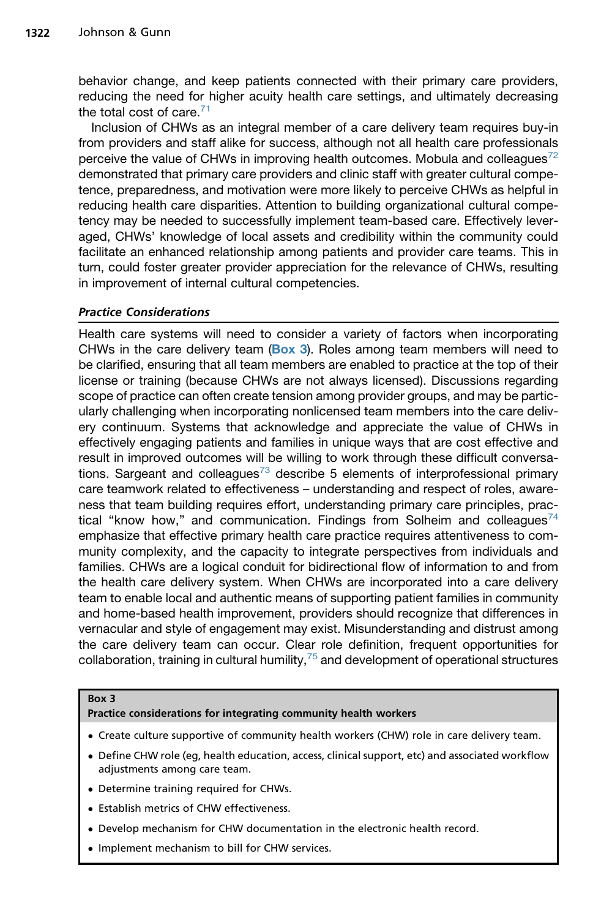behavior change, and keep patients connected with their primary care providers, reducing the need for higher acuity health care settings, and ultimately decreasing the total cost of care.[71]

Inclusion of CHWs as an integral member of a care delivery team requires buy-in from providers and staff alike for success, although not all health care professionals perceive the value of CHWs in improving health outcomes. Mobula and colleagues[72] demonstrated that primary care providers and clinic staff with greater cultural competence, preparedness, and motivation were more likely to perceive CHWs as helpful in reducing health care disparities. Attention to building organizational cultural competency may be needed to successfully implement team-based care. Effectively leveraged, CHWs' knowledge of local assets and credibility within the community could facilitate an enhanced relationship among patients and provider care teams. This in turn, could foster greater provider appreciation for the relevance of CHWs, resulting in improvement of internal cultural competencies.

### *Practice Considerations*

Health care systems will need to consider a variety of factors when incorporating CHWs in the care delivery team (**Box 3**). Roles among team members will need to be clarified, ensuring that all team members are enabled to practice at the top of their license or training (because CHWs are not always licensed). Discussions regarding scope of practice can often create tension among provider groups, and may be particularly challenging when incorporating nonlicensed team members into the care delivery continuum. Systems that acknowledge and appreciate the value of CHWs in effectively engaging patients and families in unique ways that are cost effective and result in improved outcomes will be willing to work through these difficult conversations. Sargeant and colleagues[73] describe 5 elements of interprofessional primary care teamwork related to effectiveness – understanding and respect of roles, awareness that team building requires effort, understanding primary care principles, practical "know how," and communication. Findings from Solheim and colleagues[74] emphasize that effective primary health care practice requires attentiveness to community complexity, and the capacity to integrate perspectives from individuals and families. CHWs are a logical conduit for bidirectional flow of information to and from the health care delivery system. When CHWs are incorporated into a care delivery team to enable local and authentic means of supporting patient families in community and home-based health improvement, providers should recognize that differences in vernacular and style of engagement may exist. Misunderstanding and distrust among the care delivery team can occur. Clear role definition, frequent opportunities for collaboration, training in cultural humility,[75] and development of operational structures

**Box 3**
**Practice considerations for integrating community health workers**

- Create culture supportive of community health workers (CHW) role in care delivery team.
- Define CHW role (eg, health education, access, clinical support, etc) and associated workflow adjustments among care team.
- Determine training required for CHWs.
- Establish metrics of CHW effectiveness.
- Develop mechanism for CHW documentation in the electronic health record.
- Implement mechanism to bill for CHW services.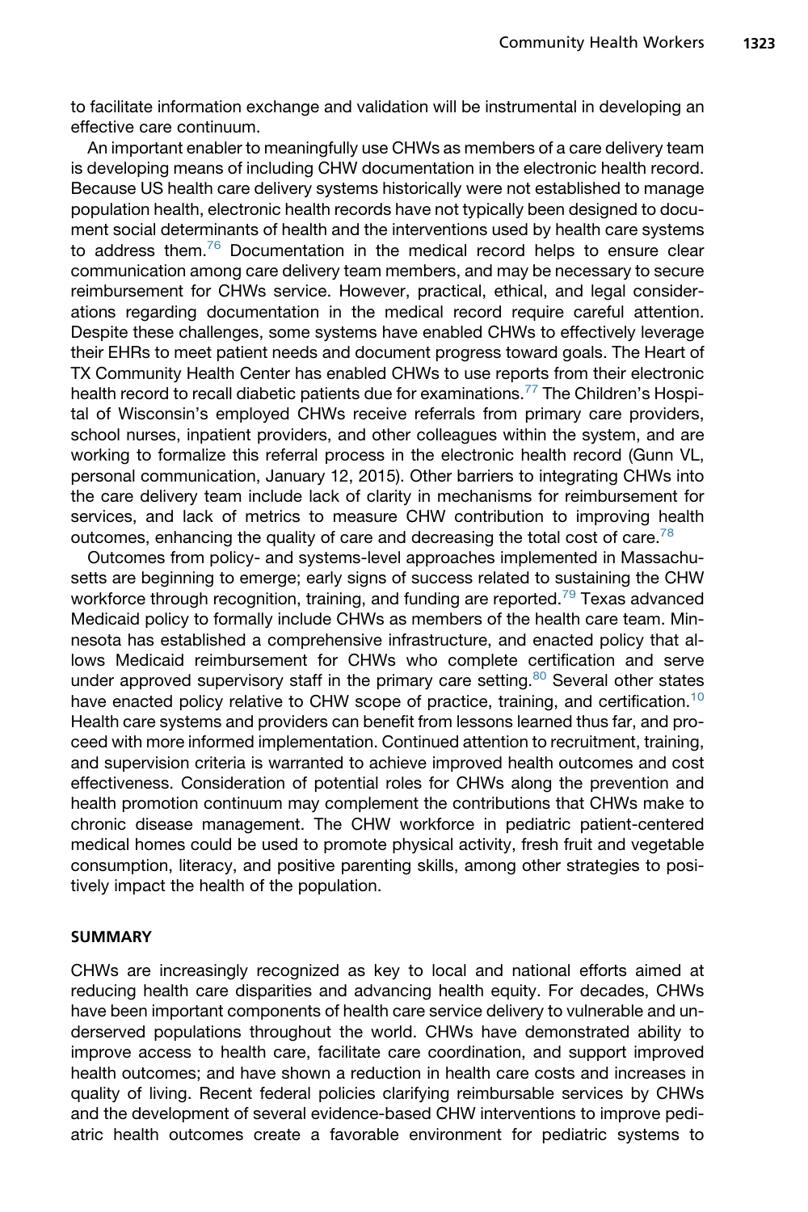to facilitate information exchange and validation will be instrumental in developing an effective care continuum.

An important enabler to meaningfully use CHWs as members of a care delivery team is developing means of including CHW documentation in the electronic health record. Because US health care delivery systems historically were not established to manage population health, electronic health records have not typically been designed to document social determinants of health and the interventions used by health care systems to address them.[76] Documentation in the medical record helps to ensure clear communication among care delivery team members, and may be necessary to secure reimbursement for CHWs service. However, practical, ethical, and legal considerations regarding documentation in the medical record require careful attention. Despite these challenges, some systems have enabled CHWs to effectively leverage their EHRs to meet patient needs and document progress toward goals. The Heart of TX Community Health Center has enabled CHWs to use reports from their electronic health record to recall diabetic patients due for examinations.[77] The Children's Hospital of Wisconsin's employed CHWs receive referrals from primary care providers, school nurses, inpatient providers, and other colleagues within the system, and are working to formalize this referral process in the electronic health record (Gunn VL, personal communication, January 12, 2015). Other barriers to integrating CHWs into the care delivery team include lack of clarity in mechanisms for reimbursement for services, and lack of metrics to measure CHW contribution to improving health outcomes, enhancing the quality of care and decreasing the total cost of care.[78]

Outcomes from policy- and systems-level approaches implemented in Massachusetts are beginning to emerge; early signs of success related to sustaining the CHW workforce through recognition, training, and funding are reported.[79] Texas advanced Medicaid policy to formally include CHWs as members of the health care team. Minnesota has established a comprehensive infrastructure, and enacted policy that allows Medicaid reimbursement for CHWs who complete certification and serve under approved supervisory staff in the primary care setting.[80] Several other states have enacted policy relative to CHW scope of practice, training, and certification.[10] Health care systems and providers can benefit from lessons learned thus far, and proceed with more informed implementation. Continued attention to recruitment, training, and supervision criteria is warranted to achieve improved health outcomes and cost effectiveness. Consideration of potential roles for CHWs along the prevention and health promotion continuum may complement the contributions that CHWs make to chronic disease management. The CHW workforce in pediatric patient-centered medical homes could be used to promote physical activity, fresh fruit and vegetable consumption, literacy, and positive parenting skills, among other strategies to positively impact the health of the population.

## SUMMARY

CHWs are increasingly recognized as key to local and national efforts aimed at reducing health care disparities and advancing health equity. For decades, CHWs have been important components of health care service delivery to vulnerable and underserved populations throughout the world. CHWs have demonstrated ability to improve access to health care, facilitate care coordination, and support improved health outcomes; and have shown a reduction in health care costs and increases in quality of living. Recent federal policies clarifying reimbursable services by CHWs and the development of several evidence-based CHW interventions to improve pediatric health outcomes create a favorable environment for pediatric systems to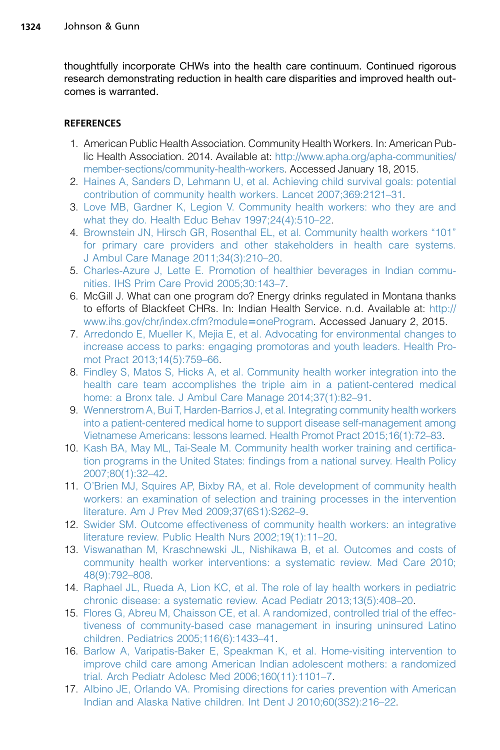thoughtfully incorporate CHWs into the health care continuum. Continued rigorous research demonstrating reduction in health care disparities and improved health outcomes is warranted.

## REFERENCES

1. American Public Health Association. Community Health Workers. In: American Public Health Association. 2014. Available at: http://www.apha.org/apha-communities/member-sections/community-health-workers. Accessed January 18, 2015.
2. Haines A, Sanders D, Lehmann U, et al. Achieving child survival goals: potential contribution of community health workers. Lancet 2007;369:2121–31.
3. Love MB, Gardner K, Legion V. Community health workers: who they are and what they do. Health Educ Behav 1997;24(4):510–22.
4. Brownstein JN, Hirsch GR, Rosenthal EL, et al. Community health workers "101" for primary care providers and other stakeholders in health care systems. J Ambul Care Manage 2011;34(3):210–20.
5. Charles-Azure J, Lette E. Promotion of healthier beverages in Indian communities. IHS Prim Care Provid 2005;30:143–7.
6. McGill J. What can one program do? Energy drinks regulated in Montana thanks to efforts of Blackfeet CHRs. In: Indian Health Service. n.d. Available at: http://www.ihs.gov/chr/index.cfm?module=oneProgram. Accessed January 2, 2015.
7. Arredondo E, Mueller K, Mejia E, et al. Advocating for environmental changes to increase access to parks: engaging promotoras and youth leaders. Health Promot Pract 2013;14(5):759–66.
8. Findley S, Matos S, Hicks A, et al. Community health worker integration into the health care team accomplishes the triple aim in a patient-centered medical home: a Bronx tale. J Ambul Care Manage 2014;37(1):82–91.
9. Wennerstrom A, Bui T, Harden-Barrios J, et al. Integrating community health workers into a patient-centered medical home to support disease self-management among Vietnamese Americans: lessons learned. Health Promot Pract 2015;16(1):72–83.
10. Kash BA, May ML, Tai-Seale M. Community health worker training and certification programs in the United States: findings from a national survey. Health Policy 2007;80(1):32–42.
11. O'Brien MJ, Squires AP, Bixby RA, et al. Role development of community health workers: an examination of selection and training processes in the intervention literature. Am J Prev Med 2009;37(6S1):S262–9.
12. Swider SM. Outcome effectiveness of community health workers: an integrative literature review. Public Health Nurs 2002;19(1):11–20.
13. Viswanathan M, Kraschnewski JL, Nishikawa B, et al. Outcomes and costs of community health worker interventions: a systematic review. Med Care 2010;48(9):792–808.
14. Raphael JL, Rueda A, Lion KC, et al. The role of lay health workers in pediatric chronic disease: a systematic review. Acad Pediatr 2013;13(5):408–20.
15. Flores G, Abreu M, Chaisson CE, et al. A randomized, controlled trial of the effectiveness of community-based case management in insuring uninsured Latino children. Pediatrics 2005;116(6):1433–41.
16. Barlow A, Varipatis-Baker E, Speakman K, et al. Home-visiting intervention to improve child care among American Indian adolescent mothers: a randomized trial. Arch Pediatr Adolesc Med 2006;160(11):1101–7.
17. Albino JE, Orlando VA. Promising directions for caries prevention with American Indian and Alaska Native children. Int Dent J 2010;60(3S2):216–22.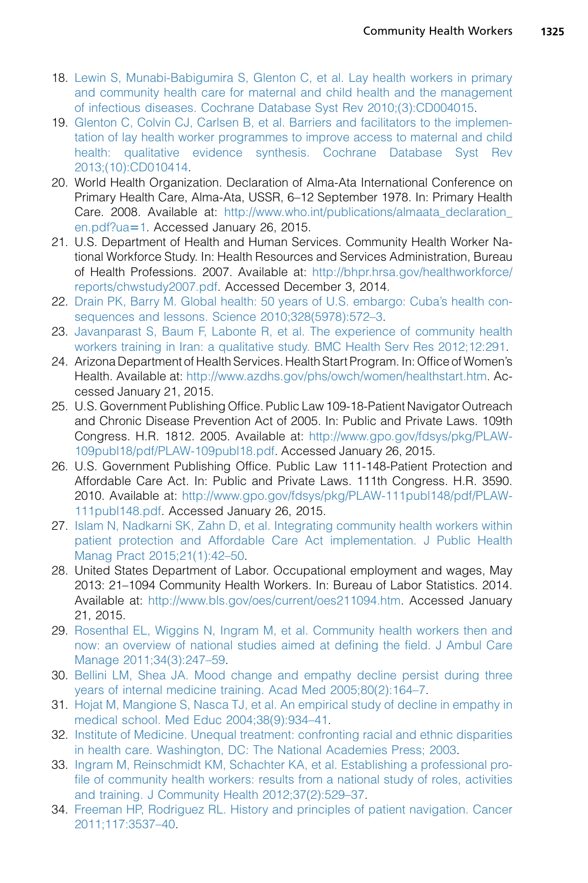18. Lewin S, Munabi-Babigumira S, Glenton C, et al. Lay health workers in primary and community health care for maternal and child health and the management of infectious diseases. Cochrane Database Syst Rev 2010;(3):CD004015.
19. Glenton C, Colvin CJ, Carlsen B, et al. Barriers and facilitators to the implementation of lay health worker programmes to improve access to maternal and child health: qualitative evidence synthesis. Cochrane Database Syst Rev 2013;(10):CD010414.
20. World Health Organization. Declaration of Alma-Ata International Conference on Primary Health Care, Alma-Ata, USSR, 6–12 September 1978. In: Primary Health Care. 2008. Available at: http://www.who.int/publications/almaata_declaration_en.pdf?ua=1. Accessed January 26, 2015.
21. U.S. Department of Health and Human Services. Community Health Worker National Workforce Study. In: Health Resources and Services Administration, Bureau of Health Professions. 2007. Available at: http://bhpr.hrsa.gov/healthworkforce/reports/chwstudy2007.pdf. Accessed December 3, 2014.
22. Drain PK, Barry M. Global health: 50 years of U.S. embargo: Cuba's health consequences and lessons. Science 2010;328(5978):572–3.
23. Javanparast S, Baum F, Labonte R, et al. The experience of community health workers training in Iran: a qualitative study. BMC Health Serv Res 2012;12:291.
24. Arizona Department of Health Services. Health Start Program. In: Office of Women's Health. Available at: http://www.azdhs.gov/phs/owch/women/healthstart.htm. Accessed January 21, 2015.
25. U.S. Government Publishing Office. Public Law 109-18-Patient Navigator Outreach and Chronic Disease Prevention Act of 2005. In: Public and Private Laws. 109th Congress. H.R. 1812. 2005. Available at: http://www.gpo.gov/fdsys/pkg/PLAW-109publ18/pdf/PLAW-109publ18.pdf. Accessed January 26, 2015.
26. U.S. Government Publishing Office. Public Law 111-148-Patient Protection and Affordable Care Act. In: Public and Private Laws. 111th Congress. H.R. 3590. 2010. Available at: http://www.gpo.gov/fdsys/pkg/PLAW-111publ148/pdf/PLAW-111publ148.pdf. Accessed January 26, 2015.
27. Islam N, Nadkarni SK, Zahn D, et al. Integrating community health workers within patient protection and Affordable Care Act implementation. J Public Health Manag Pract 2015;21(1):42–50.
28. United States Department of Labor. Occupational employment and wages, May 2013: 21–1094 Community Health Workers. In: Bureau of Labor Statistics. 2014. Available at: http://www.bls.gov/oes/current/oes211094.htm. Accessed January 21, 2015.
29. Rosenthal EL, Wiggins N, Ingram M, et al. Community health workers then and now: an overview of national studies aimed at defining the field. J Ambul Care Manage 2011;34(3):247–59.
30. Bellini LM, Shea JA. Mood change and empathy decline persist during three years of internal medicine training. Acad Med 2005;80(2):164–7.
31. Hojat M, Mangione S, Nasca TJ, et al. An empirical study of decline in empathy in medical school. Med Educ 2004;38(9):934–41.
32. Institute of Medicine. Unequal treatment: confronting racial and ethnic disparities in health care. Washington, DC: The National Academies Press; 2003.
33. Ingram M, Reinschmidt KM, Schachter KA, et al. Establishing a professional profile of community health workers: results from a national study of roles, activities and training. J Community Health 2012;37(2):529–37.
34. Freeman HP, Rodriguez RL. History and principles of patient navigation. Cancer 2011;117:3537–40.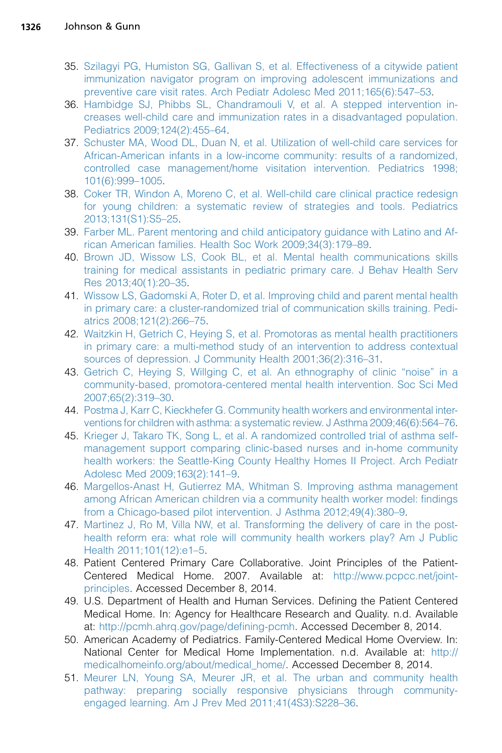35. Szilagyi PG, Humiston SG, Gallivan S, et al. Effectiveness of a citywide patient immunization navigator program on improving adolescent immunizations and preventive care visit rates. Arch Pediatr Adolesc Med 2011;165(6):547–53.
36. Hambidge SJ, Phibbs SL, Chandramouli V, et al. A stepped intervention increases well-child care and immunization rates in a disadvantaged population. Pediatrics 2009;124(2):455–64.
37. Schuster MA, Wood DL, Duan N, et al. Utilization of well-child care services for African-American infants in a low-income community: results of a randomized, controlled case management/home visitation intervention. Pediatrics 1998; 101(6):999–1005.
38. Coker TR, Windon A, Moreno C, et al. Well-child care clinical practice redesign for young children: a systematic review of strategies and tools. Pediatrics 2013;131(S1):S5–25.
39. Farber ML. Parent mentoring and child anticipatory guidance with Latino and African American families. Health Soc Work 2009;34(3):179–89.
40. Brown JD, Wissow LS, Cook BL, et al. Mental health communications skills training for medical assistants in pediatric primary care. J Behav Health Serv Res 2013;40(1):20–35.
41. Wissow LS, Gadomski A, Roter D, et al. Improving child and parent mental health in primary care: a cluster-randomized trial of communication skills training. Pediatrics 2008;121(2):266–75.
42. Waitzkin H, Getrich C, Heying S, et al. Promotoras as mental health practitioners in primary care: a multi-method study of an intervention to address contextual sources of depression. J Community Health 2001;36(2):316–31.
43. Getrich C, Heying S, Willging C, et al. An ethnography of clinic "noise" in a community-based, promotora-centered mental health intervention. Soc Sci Med 2007;65(2):319–30.
44. Postma J, Karr C, Kieckhefer G. Community health workers and environmental interventions for children with asthma: a systematic review. J Asthma 2009;46(6):564–76.
45. Krieger J, Takaro TK, Song L, et al. A randomized controlled trial of asthma self-management support comparing clinic-based nurses and in-home community health workers: the Seattle-King County Healthy Homes II Project. Arch Pediatr Adolesc Med 2009;163(2):141–9.
46. Margellos-Anast H, Gutierrez MA, Whitman S. Improving asthma management among African American children via a community health worker model: findings from a Chicago-based pilot intervention. J Asthma 2012;49(4):380–9.
47. Martinez J, Ro M, Villa NW, et al. Transforming the delivery of care in the post-health reform era: what role will community health workers play? Am J Public Health 2011;101(12):e1–5.
48. Patient Centered Primary Care Collaborative. Joint Principles of the Patient-Centered Medical Home. 2007. Available at: http://www.pcpcc.net/joint-principles. Accessed December 8, 2014.
49. U.S. Department of Health and Human Services. Defining the Patient Centered Medical Home. In: Agency for Healthcare Research and Quality. n.d. Available at: http://pcmh.ahrq.gov/page/defining-pcmh. Accessed December 8, 2014.
50. American Academy of Pediatrics. Family-Centered Medical Home Overview. In: National Center for Medical Home Implementation. n.d. Available at: http://medicalhomeinfo.org/about/medical_home/. Accessed December 8, 2014.
51. Meurer LN, Young SA, Meurer JR, et al. The urban and community health pathway: preparing socially responsive physicians through community-engaged learning. Am J Prev Med 2011;41(4S3):S228–36.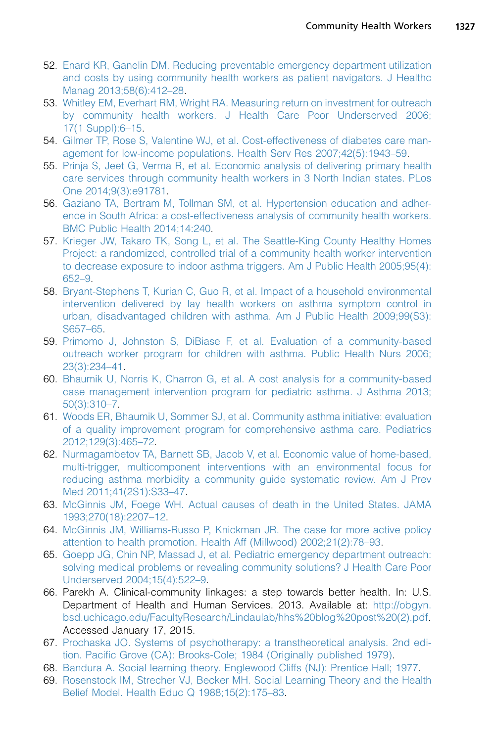52. Enard KR, Ganelin DM. Reducing preventable emergency department utilization and costs by using community health workers as patient navigators. J Healthc Manag 2013;58(6):412–28.
53. Whitley EM, Everhart RM, Wright RA. Measuring return on investment for outreach by community health workers. J Health Care Poor Underserved 2006; 17(1 Suppl):6–15.
54. Gilmer TP, Rose S, Valentine WJ, et al. Cost-effectiveness of diabetes care management for low-income populations. Health Serv Res 2007;42(5):1943–59.
55. Prinja S, Jeet G, Verma R, et al. Economic analysis of delivering primary health care services through community health workers in 3 North Indian states. PLos One 2014;9(3):e91781.
56. Gaziano TA, Bertram M, Tollman SM, et al. Hypertension education and adherence in South Africa: a cost-effectiveness analysis of community health workers. BMC Public Health 2014;14:240.
57. Krieger JW, Takaro TK, Song L, et al. The Seattle-King County Healthy Homes Project: a randomized, controlled trial of a community health worker intervention to decrease exposure to indoor asthma triggers. Am J Public Health 2005;95(4): 652–9.
58. Bryant-Stephens T, Kurian C, Guo R, et al. Impact of a household environmental intervention delivered by lay health workers on asthma symptom control in urban, disadvantaged children with asthma. Am J Public Health 2009;99(S3): S657–65.
59. Primomo J, Johnston S, DiBiase F, et al. Evaluation of a community-based outreach worker program for children with asthma. Public Health Nurs 2006; 23(3):234–41.
60. Bhaumik U, Norris K, Charron G, et al. A cost analysis for a community-based case management intervention program for pediatric asthma. J Asthma 2013; 50(3):310–7.
61. Woods ER, Bhaumik U, Sommer SJ, et al. Community asthma initiative: evaluation of a quality improvement program for comprehensive asthma care. Pediatrics 2012;129(3):465–72.
62. Nurmagambetov TA, Barnett SB, Jacob V, et al. Economic value of home-based, multi-trigger, multicomponent interventions with an environmental focus for reducing asthma morbidity a community guide systematic review. Am J Prev Med 2011;41(2S1):S33–47.
63. McGinnis JM, Foege WH. Actual causes of death in the United States. JAMA 1993;270(18):2207–12.
64. McGinnis JM, Williams-Russo P, Knickman JR. The case for more active policy attention to health promotion. Health Aff (Millwood) 2002;21(2):78–93.
65. Goepp JG, Chin NP, Massad J, et al. Pediatric emergency department outreach: solving medical problems or revealing community solutions? J Health Care Poor Underserved 2004;15(4):522–9.
66. Parekh A. Clinical-community linkages: a step towards better health. In: U.S. Department of Health and Human Services. 2013. Available at: http://obgyn.bsd.uchicago.edu/FacultyResearch/Lindaulab/hhs%20blog%20post%20(2).pdf. Accessed January 17, 2015.
67. Prochaska JO. Systems of psychotherapy: a transtheoretical analysis. 2nd edition. Pacific Grove (CA): Brooks-Cole; 1984 (Originally published 1979).
68. Bandura A. Social learning theory. Englewood Cliffs (NJ): Prentice Hall; 1977.
69. Rosenstock IM, Strecher VJ, Becker MH. Social Learning Theory and the Health Belief Model. Health Educ Q 1988;15(2):175–83.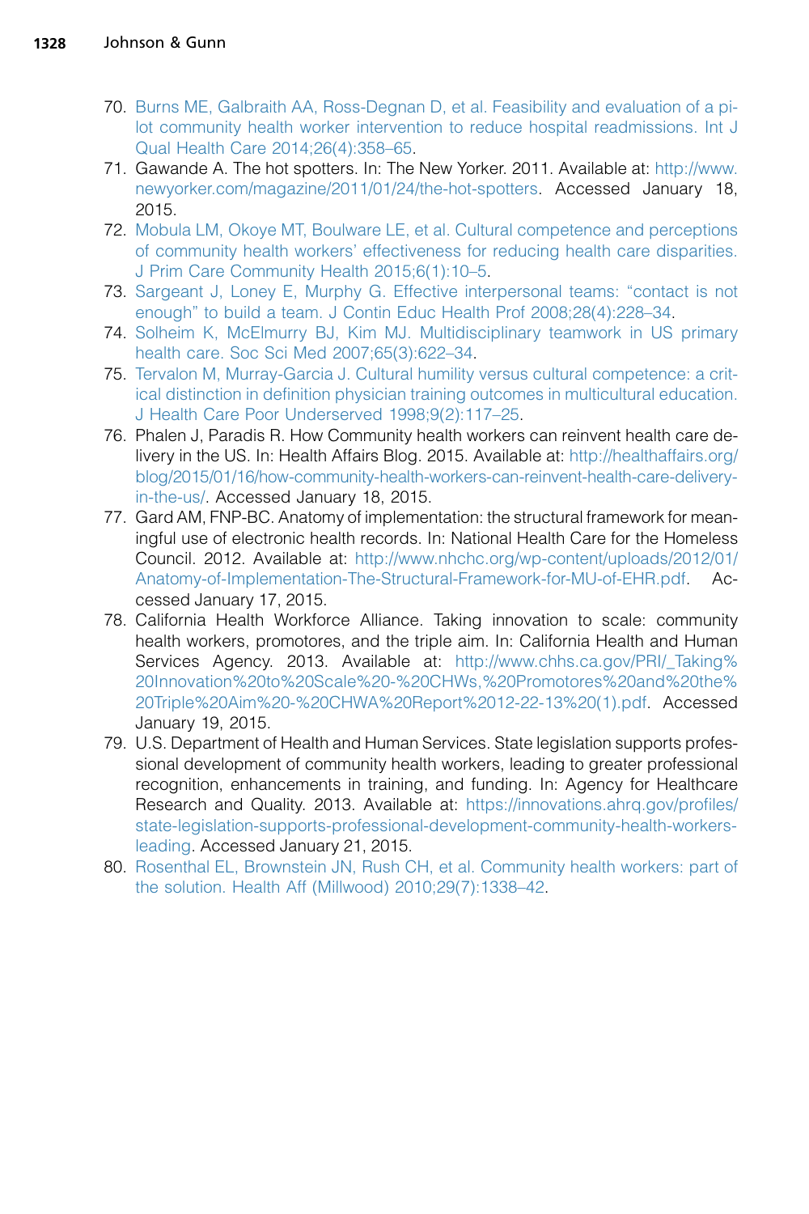70. Burns ME, Galbraith AA, Ross-Degnan D, et al. Feasibility and evaluation of a pilot community health worker intervention to reduce hospital readmissions. Int J Qual Health Care 2014;26(4):358–65.
71. Gawande A. The hot spotters. In: The New Yorker. 2011. Available at: http://www.newyorker.com/magazine/2011/01/24/the-hot-spotters. Accessed January 18, 2015.
72. Mobula LM, Okoye MT, Boulware LE, et al. Cultural competence and perceptions of community health workers' effectiveness for reducing health care disparities. J Prim Care Community Health 2015;6(1):10–5.
73. Sargeant J, Loney E, Murphy G. Effective interpersonal teams: "contact is not enough" to build a team. J Contin Educ Health Prof 2008;28(4):228–34.
74. Solheim K, McElmurry BJ, Kim MJ. Multidisciplinary teamwork in US primary health care. Soc Sci Med 2007;65(3):622–34.
75. Tervalon M, Murray-Garcia J. Cultural humility versus cultural competence: a critical distinction in definition physician training outcomes in multicultural education. J Health Care Poor Underserved 1998;9(2):117–25.
76. Phalen J, Paradis R. How Community health workers can reinvent health care delivery in the US. In: Health Affairs Blog. 2015. Available at: http://healthaffairs.org/blog/2015/01/16/how-community-health-workers-can-reinvent-health-care-delivery-in-the-us/. Accessed January 18, 2015.
77. Gard AM, FNP-BC. Anatomy of implementation: the structural framework for meaningful use of electronic health records. In: National Health Care for the Homeless Council. 2012. Available at: http://www.nhchc.org/wp-content/uploads/2012/01/Anatomy-of-Implementation-The-Structural-Framework-for-MU-of-EHR.pdf. Accessed January 17, 2015.
78. California Health Workforce Alliance. Taking innovation to scale: community health workers, promotores, and the triple aim. In: California Health and Human Services Agency. 2013. Available at: http://www.chhs.ca.gov/PRI/_Taking%20Innovation%20to%20Scale%20-%20CHWs,%20Promotores%20and%20the%20Triple%20Aim%20-%20CHWA%20Report%2012-22-13%20(1).pdf. Accessed January 19, 2015.
79. U.S. Department of Health and Human Services. State legislation supports professional development of community health workers, leading to greater professional recognition, enhancements in training, and funding. In: Agency for Healthcare Research and Quality. 2013. Available at: https://innovations.ahrq.gov/profiles/state-legislation-supports-professional-development-community-health-workers-leading. Accessed January 21, 2015.
80. Rosenthal EL, Brownstein JN, Rush CH, et al. Community health workers: part of the solution. Health Aff (Millwood) 2010;29(7):1338–42.